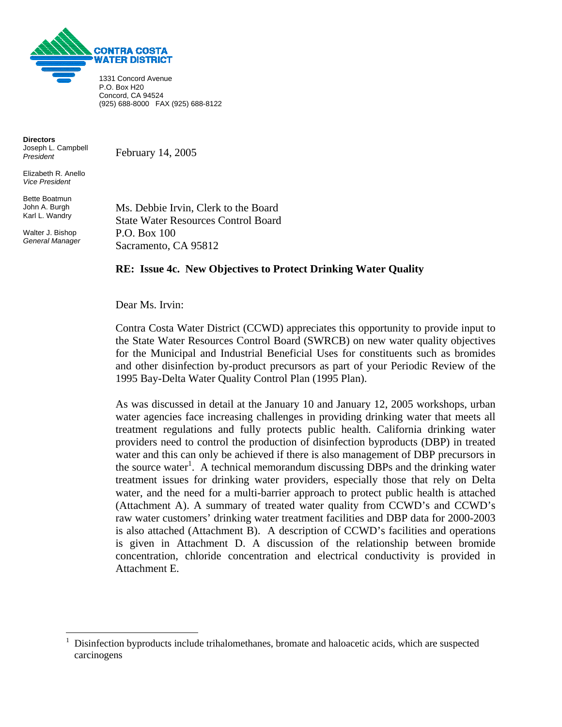**CONTRA COSTA WATER DISTRICT**

1331 Concord Avenue
P.O. Box H20
Concord, CA 94524
(925) 688-8000 FAX (925) 688-8122

**Directors**
Joseph L. Campbell
*President*

Elizabeth R. Anello
*Vice President*

Bette Boatmun
John A. Burgh
Karl L. Wandry

Walter J. Bishop
*General Manager*

February 14, 2005

Ms. Debbie Irvin, Clerk to the Board
State Water Resources Control Board
P.O. Box 100
Sacramento, CA 95812

**RE: Issue 4c. New Objectives to Protect Drinking Water Quality**

Dear Ms. Irvin:

Contra Costa Water District (CCWD) appreciates this opportunity to provide input to the State Water Resources Control Board (SWRCB) on new water quality objectives for the Municipal and Industrial Beneficial Uses for constituents such as bromides and other disinfection by-product precursors as part of your Periodic Review of the 1995 Bay-Delta Water Quality Control Plan (1995 Plan).

As was discussed in detail at the January 10 and January 12, 2005 workshops, urban water agencies face increasing challenges in providing drinking water that meets all treatment regulations and fully protects public health. California drinking water providers need to control the production of disinfection byproducts (DBP) in treated water and this can only be achieved if there is also management of DBP precursors in the source water[1]. A technical memorandum discussing DBPs and the drinking water treatment issues for drinking water providers, especially those that rely on Delta water, and the need for a multi-barrier approach to protect public health is attached (Attachment A). A summary of treated water quality from CCWD's and CCWD's raw water customers' drinking water treatment facilities and DBP data for 2000-2003 is also attached (Attachment B). A description of CCWD's facilities and operations is given in Attachment D. A discussion of the relationship between bromide concentration, chloride concentration and electrical conductivity is provided in Attachment E.

---

[1] Disinfection byproducts include trihalomethanes, bromate and haloacetic acids, which are suspected carcinogens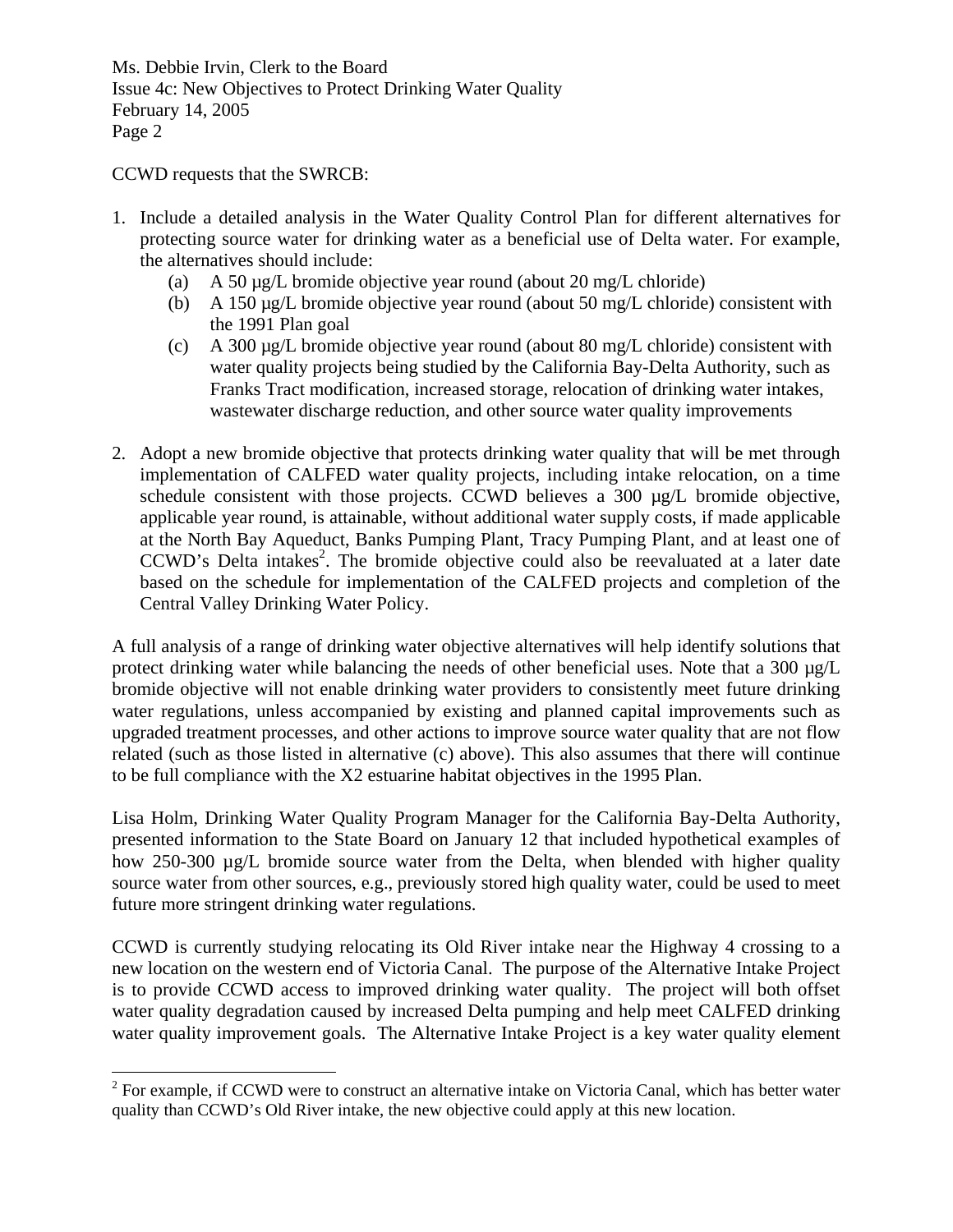CCWD requests that the SWRCB:

1. Include a detailed analysis in the Water Quality Control Plan for different alternatives for protecting source water for drinking water as a beneficial use of Delta water. For example, the alternatives should include:
   (a) A 50 µg/L bromide objective year round (about 20 mg/L chloride)
   (b) A 150 µg/L bromide objective year round (about 50 mg/L chloride) consistent with the 1991 Plan goal
   (c) A 300 µg/L bromide objective year round (about 80 mg/L chloride) consistent with water quality projects being studied by the California Bay-Delta Authority, such as Franks Tract modification, increased storage, relocation of drinking water intakes, wastewater discharge reduction, and other source water quality improvements

2. Adopt a new bromide objective that protects drinking water quality that will be met through implementation of CALFED water quality projects, including intake relocation, on a time schedule consistent with those projects. CCWD believes a 300 µg/L bromide objective, applicable year round, is attainable, without additional water supply costs, if made applicable at the North Bay Aqueduct, Banks Pumping Plant, Tracy Pumping Plant, and at least one of CCWD's Delta intakes[2]. The bromide objective could also be reevaluated at a later date based on the schedule for implementation of the CALFED projects and completion of the Central Valley Drinking Water Policy.

A full analysis of a range of drinking water objective alternatives will help identify solutions that protect drinking water while balancing the needs of other beneficial uses. Note that a 300 µg/L bromide objective will not enable drinking water providers to consistently meet future drinking water regulations, unless accompanied by existing and planned capital improvements such as upgraded treatment processes, and other actions to improve source water quality that are not flow related (such as those listed in alternative (c) above). This also assumes that there will continue to be full compliance with the X2 estuarine habitat objectives in the 1995 Plan.

Lisa Holm, Drinking Water Quality Program Manager for the California Bay-Delta Authority, presented information to the State Board on January 12 that included hypothetical examples of how 250-300 µg/L bromide source water from the Delta, when blended with higher quality source water from other sources, e.g., previously stored high quality water, could be used to meet future more stringent drinking water regulations.

CCWD is currently studying relocating its Old River intake near the Highway 4 crossing to a new location on the western end of Victoria Canal. The purpose of the Alternative Intake Project is to provide CCWD access to improved drinking water quality. The project will both offset water quality degradation caused by increased Delta pumping and help meet CALFED drinking water quality improvement goals. The Alternative Intake Project is a key water quality element

[2] For example, if CCWD were to construct an alternative intake on Victoria Canal, which has better water quality than CCWD's Old River intake, the new objective could apply at this new location.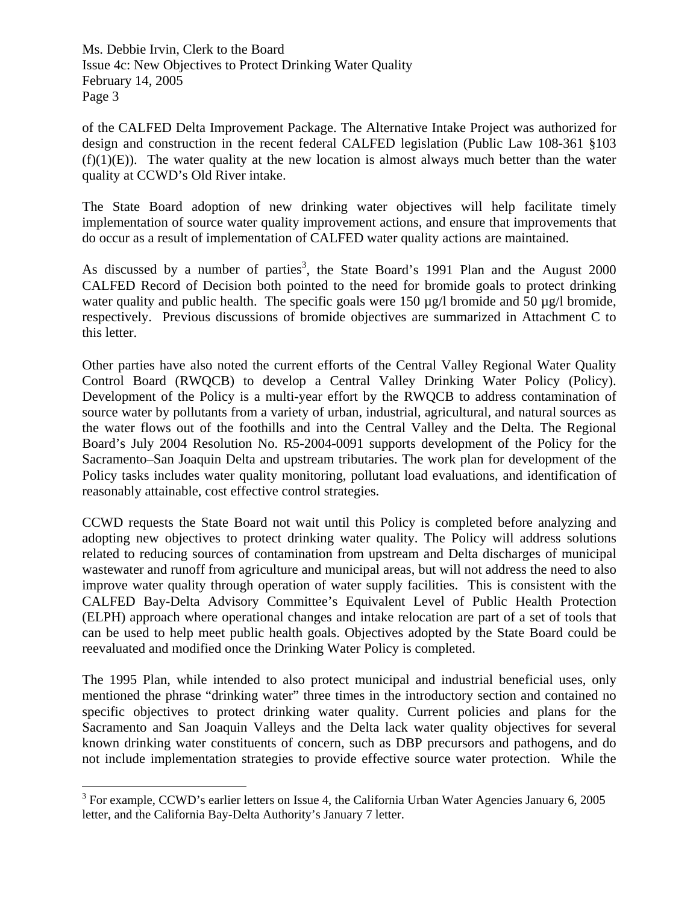of the CALFED Delta Improvement Package. The Alternative Intake Project was authorized for design and construction in the recent federal CALFED legislation (Public Law 108-361 §103 (f)(1)(E)). The water quality at the new location is almost always much better than the water quality at CCWD's Old River intake.

The State Board adoption of new drinking water objectives will help facilitate timely implementation of source water quality improvement actions, and ensure that improvements that do occur as a result of implementation of CALFED water quality actions are maintained.

As discussed by a number of parties[3], the State Board's 1991 Plan and the August 2000 CALFED Record of Decision both pointed to the need for bromide goals to protect drinking water quality and public health. The specific goals were 150 µg/l bromide and 50 µg/l bromide, respectively. Previous discussions of bromide objectives are summarized in Attachment C to this letter.

Other parties have also noted the current efforts of the Central Valley Regional Water Quality Control Board (RWQCB) to develop a Central Valley Drinking Water Policy (Policy). Development of the Policy is a multi-year effort by the RWQCB to address contamination of source water by pollutants from a variety of urban, industrial, agricultural, and natural sources as the water flows out of the foothills and into the Central Valley and the Delta. The Regional Board's July 2004 Resolution No. R5-2004-0091 supports development of the Policy for the Sacramento–San Joaquin Delta and upstream tributaries. The work plan for development of the Policy tasks includes water quality monitoring, pollutant load evaluations, and identification of reasonably attainable, cost effective control strategies.

CCWD requests the State Board not wait until this Policy is completed before analyzing and adopting new objectives to protect drinking water quality. The Policy will address solutions related to reducing sources of contamination from upstream and Delta discharges of municipal wastewater and runoff from agriculture and municipal areas, but will not address the need to also improve water quality through operation of water supply facilities. This is consistent with the CALFED Bay-Delta Advisory Committee's Equivalent Level of Public Health Protection (ELPH) approach where operational changes and intake relocation are part of a set of tools that can be used to help meet public health goals. Objectives adopted by the State Board could be reevaluated and modified once the Drinking Water Policy is completed.

The 1995 Plan, while intended to also protect municipal and industrial beneficial uses, only mentioned the phrase "drinking water" three times in the introductory section and contained no specific objectives to protect drinking water quality. Current policies and plans for the Sacramento and San Joaquin Valleys and the Delta lack water quality objectives for several known drinking water constituents of concern, such as DBP precursors and pathogens, and do not include implementation strategies to provide effective source water protection. While the

---

[3] For example, CCWD's earlier letters on Issue 4, the California Urban Water Agencies January 6, 2005 letter, and the California Bay-Delta Authority's January 7 letter.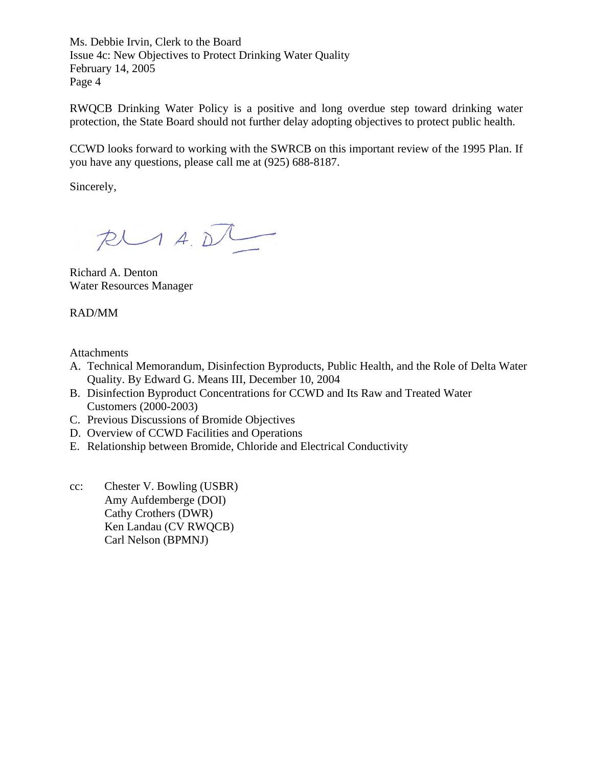RWQCB Drinking Water Policy is a positive and long overdue step toward drinking water protection, the State Board should not further delay adopting objectives to protect public health.

CCWD looks forward to working with the SWRCB on this important review of the 1995 Plan. If you have any questions, please call me at (925) 688-8187.

Sincerely,

Richard A. Denton
Water Resources Manager

RAD/MM

Attachments

A. Technical Memorandum, Disinfection Byproducts, Public Health, and the Role of Delta Water Quality. By Edward G. Means III, December 10, 2004
B. Disinfection Byproduct Concentrations for CCWD and Its Raw and Treated Water Customers (2000-2003)
C. Previous Discussions of Bromide Objectives
D. Overview of CCWD Facilities and Operations
E. Relationship between Bromide, Chloride and Electrical Conductivity

cc: Chester V. Bowling (USBR)
Amy Aufdemberge (DOI)
Cathy Crothers (DWR)
Ken Landau (CV RWQCB)
Carl Nelson (BPMNJ)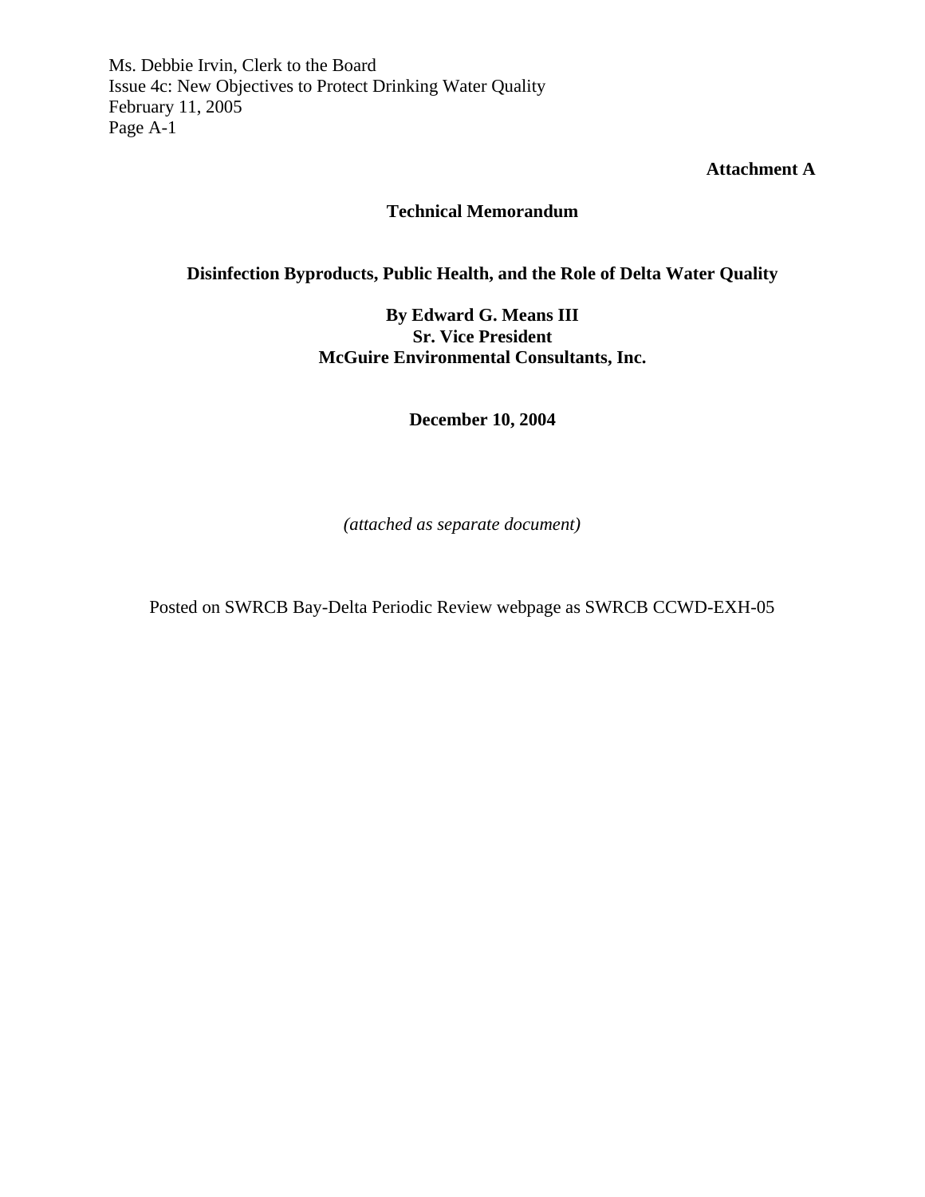**Attachment A**

**Technical Memorandum**

**Disinfection Byproducts, Public Health, and the Role of Delta Water Quality**

**By Edward G. Means III**
**Sr. Vice President**
**McGuire Environmental Consultants, Inc.**

**December 10, 2004**

*(attached as separate document)*

Posted on SWRCB Bay-Delta Periodic Review webpage as SWRCB CCWD-EXH-05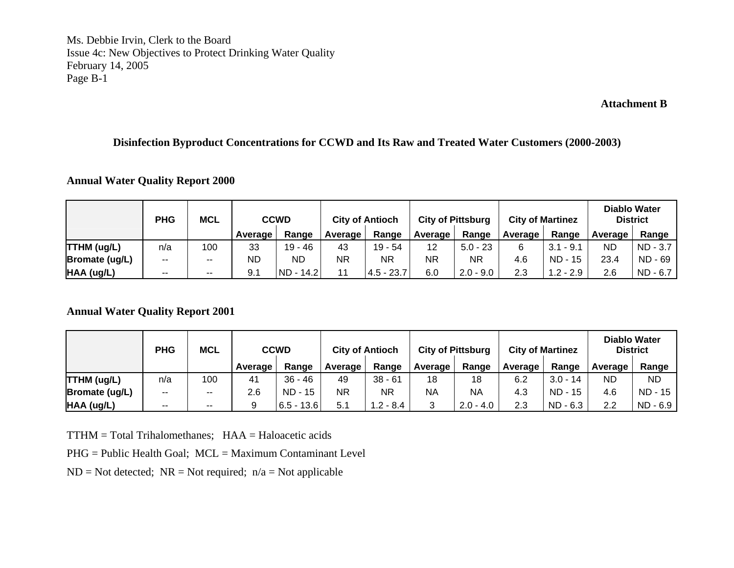Ms. Debbie Irvin, Clerk to the Board
Issue 4c: New Objectives to Protect Drinking Water Quality
February 14, 2005
Page B-1

**Attachment B**

## Disinfection Byproduct Concentrations for CCWD and Its Raw and Treated Water Customers (2000-2003)

### Annual Water Quality Report 2000

| | PHG | MCL | CCWD | | City of Antioch | | City of Pittsburg | | City of Martinez | | Diablo Water District | |
|---|---|---|---|---|---|---|---|---|---|---|---|---|
| | | | Average | Range | Average | Range | Average | Range | Average | Range | Average | Range |
| **TTHM (ug/L)** | n/a | 100 | 33 | 19 - 46 | 43 | 19 - 54 | 12 | 5.0 - 23 | 6 | 3.1 - 9.1 | ND | ND - 3.7 |
| **Bromate (ug/L)** | -- | -- | ND | ND | NR | NR | NR | NR | 4.6 | ND - 15 | 23.4 | ND - 69 |
| **HAA (ug/L)** | -- | -- | 9.1 | ND - 14.2 | 11 | 4.5 - 23.7 | 6.0 | 2.0 - 9.0 | 2.3 | 1.2 - 2.9 | 2.6 | ND - 6.7 |

### Annual Water Quality Report 2001

| | PHG | MCL | CCWD | | City of Antioch | | City of Pittsburg | | City of Martinez | | Diablo Water District | |
|---|---|---|---|---|---|---|---|---|---|---|---|---|
| | | | Average | Range | Average | Range | Average | Range | Average | Range | Average | Range |
| **TTHM (ug/L)** | n/a | 100 | 41 | 36 - 46 | 49 | 38 - 61 | 18 | 18 | 6.2 | 3.0 - 14 | ND | ND |
| **Bromate (ug/L)** | -- | -- | 2.6 | ND - 15 | NR | NR | NA | NA | 4.3 | ND - 15 | 4.6 | ND - 15 |
| **HAA (ug/L)** | -- | -- | 9 | 6.5 - 13.6 | 5.1 | 1.2 - 8.4 | 3 | 2.0 - 4.0 | 2.3 | ND - 6.3 | 2.2 | ND - 6.9 |

TTHM = Total Trihalomethanes; HAA = Haloacetic acids

PHG = Public Health Goal; MCL = Maximum Contaminant Level

ND = Not detected; NR = Not required; n/a = Not applicable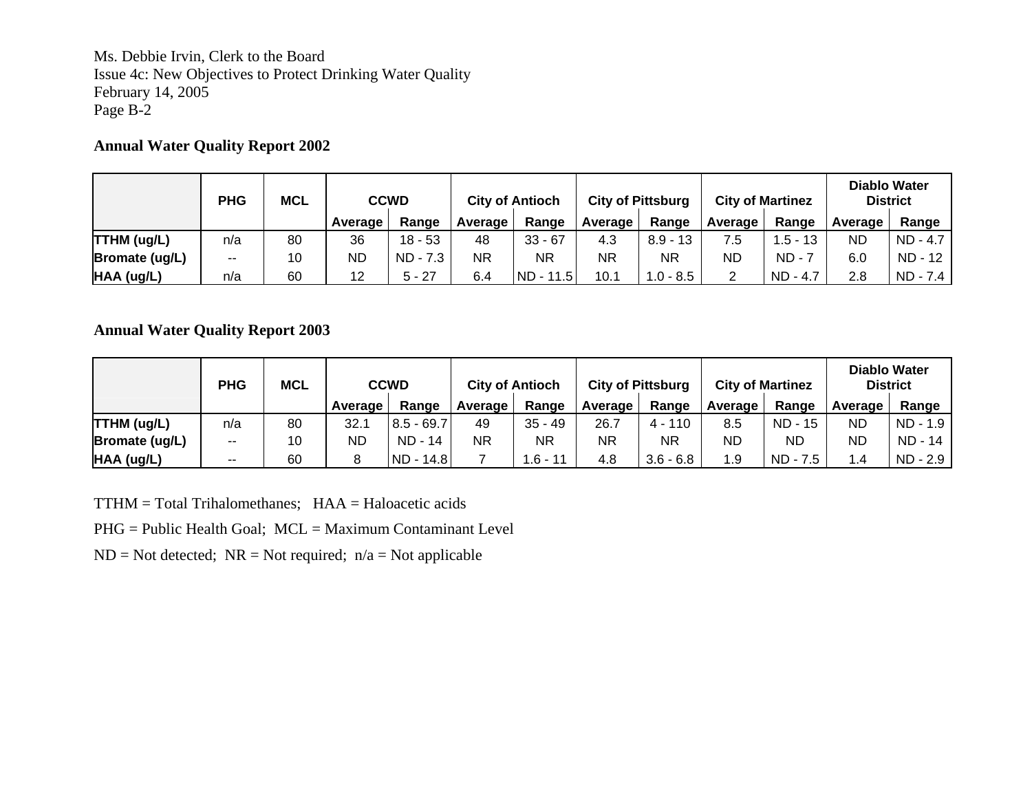Ms. Debbie Irvin, Clerk to the Board
Issue 4c: New Objectives to Protect Drinking Water Quality
February 14, 2005
Page B-2

**Annual Water Quality Report 2002**

| | PHG | MCL | CCWD | | City of Antioch | | City of Pittsburg | | City of Martinez | | Diablo Water District | |
|---|---|---|---|---|---|---|---|---|---|---|---|---|
| | | | Average | Range | Average | Range | Average | Range | Average | Range | Average | Range |
| **TTHM (ug/L)** | n/a | 80 | 36 | 18 - 53 | 48 | 33 - 67 | 4.3 | 8.9 - 13 | 7.5 | 1.5 - 13 | ND | ND - 4.7 |
| **Bromate (ug/L)** | -- | 10 | ND | ND - 7.3 | NR | NR | NR | NR | ND | ND - 7 | 6.0 | ND - 12 |
| **HAA (ug/L)** | n/a | 60 | 12 | 5 - 27 | 6.4 | ND - 11.5 | 10.1 | 1.0 - 8.5 | 2 | ND - 4.7 | 2.8 | ND - 7.4 |

**Annual Water Quality Report 2003**

| | PHG | MCL | CCWD | | City of Antioch | | City of Pittsburg | | City of Martinez | | Diablo Water District | |
|---|---|---|---|---|---|---|---|---|---|---|---|---|
| | | | Average | Range | Average | Range | Average | Range | Average | Range | Average | Range |
| **TTHM (ug/L)** | n/a | 80 | 32.1 | 8.5 - 69.7 | 49 | 35 - 49 | 26.7 | 4 - 110 | 8.5 | ND - 15 | ND | ND - 1.9 |
| **Bromate (ug/L)** | -- | 10 | ND | ND - 14 | NR | NR | NR | NR | ND | ND | ND | ND - 14 |
| **HAA (ug/L)** | -- | 60 | 8 | ND - 14.8 | 7 | 1.6 - 11 | 4.8 | 3.6 - 6.8 | 1.9 | ND - 7.5 | 1.4 | ND - 2.9 |

TTHM = Total Trihalomethanes; HAA = Haloacetic acids

PHG = Public Health Goal; MCL = Maximum Contaminant Level

ND = Not detected; NR = Not required; n/a = Not applicable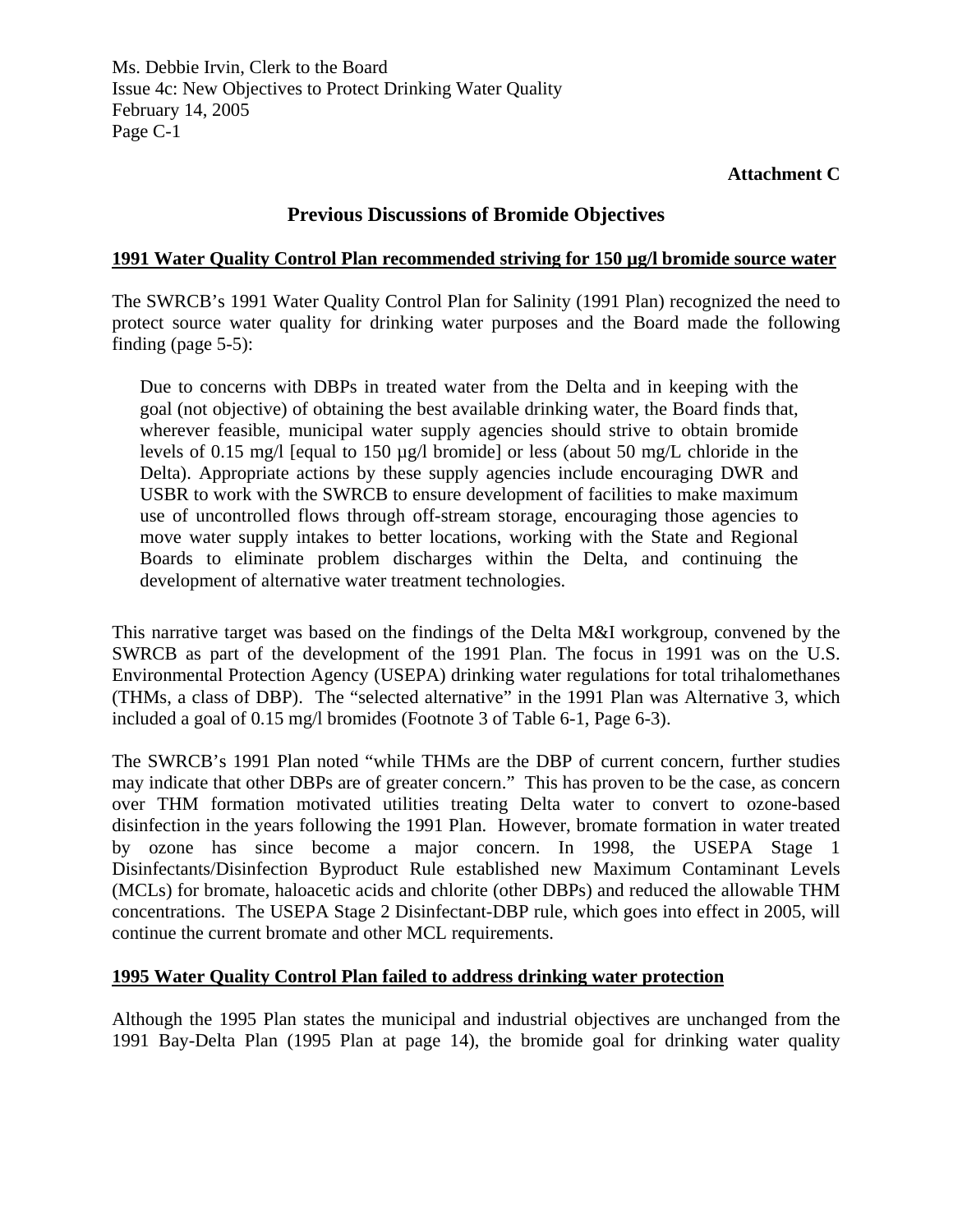**Attachment C**

## Previous Discussions of Bromide Objectives

**1991 Water Quality Control Plan recommended striving for 150 µg/l bromide source water**

The SWRCB's 1991 Water Quality Control Plan for Salinity (1991 Plan) recognized the need to protect source water quality for drinking water purposes and the Board made the following finding (page 5-5):

> Due to concerns with DBPs in treated water from the Delta and in keeping with the goal (not objective) of obtaining the best available drinking water, the Board finds that, wherever feasible, municipal water supply agencies should strive to obtain bromide levels of 0.15 mg/l [equal to 150 µg/l bromide] or less (about 50 mg/L chloride in the Delta). Appropriate actions by these supply agencies include encouraging DWR and USBR to work with the SWRCB to ensure development of facilities to make maximum use of uncontrolled flows through off-stream storage, encouraging those agencies to move water supply intakes to better locations, working with the State and Regional Boards to eliminate problem discharges within the Delta, and continuing the development of alternative water treatment technologies.

This narrative target was based on the findings of the Delta M&I workgroup, convened by the SWRCB as part of the development of the 1991 Plan. The focus in 1991 was on the U.S. Environmental Protection Agency (USEPA) drinking water regulations for total trihalomethanes (THMs, a class of DBP). The "selected alternative" in the 1991 Plan was Alternative 3, which included a goal of 0.15 mg/l bromides (Footnote 3 of Table 6-1, Page 6-3).

The SWRCB's 1991 Plan noted "while THMs are the DBP of current concern, further studies may indicate that other DBPs are of greater concern." This has proven to be the case, as concern over THM formation motivated utilities treating Delta water to convert to ozone-based disinfection in the years following the 1991 Plan. However, bromate formation in water treated by ozone has since become a major concern. In 1998, the USEPA Stage 1 Disinfectants/Disinfection Byproduct Rule established new Maximum Contaminant Levels (MCLs) for bromate, haloacetic acids and chlorite (other DBPs) and reduced the allowable THM concentrations. The USEPA Stage 2 Disinfectant-DBP rule, which goes into effect in 2005, will continue the current bromate and other MCL requirements.

**1995 Water Quality Control Plan failed to address drinking water protection**

Although the 1995 Plan states the municipal and industrial objectives are unchanged from the 1991 Bay-Delta Plan (1995 Plan at page 14), the bromide goal for drinking water quality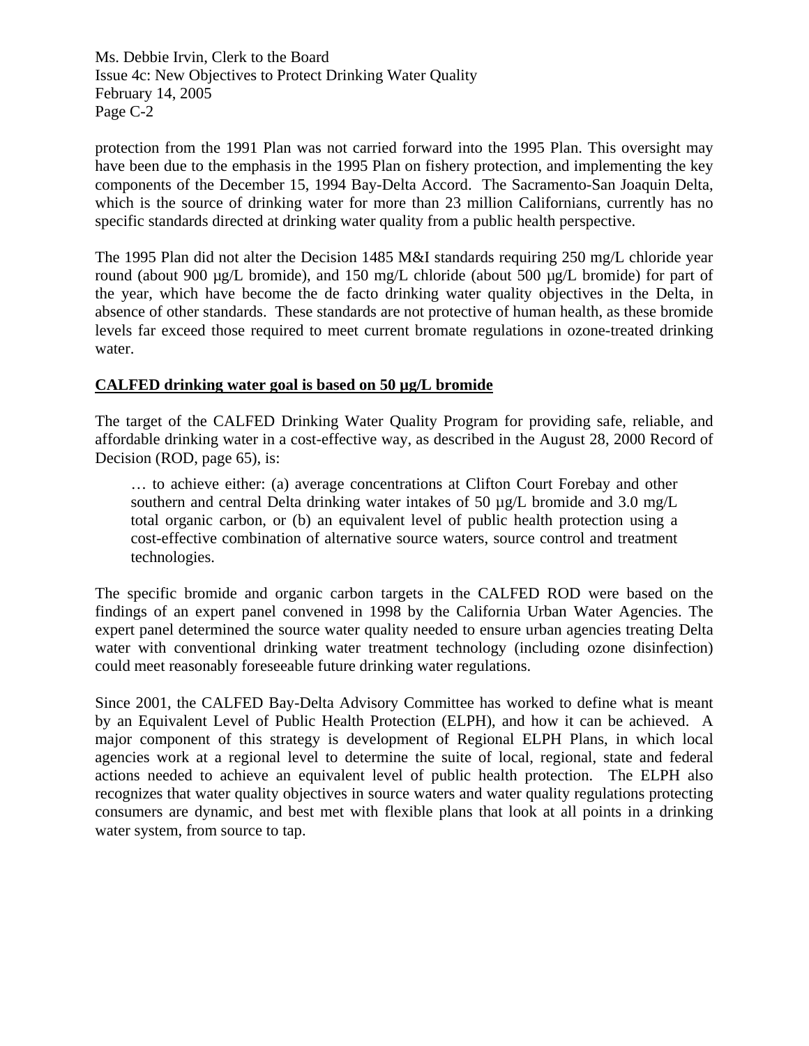protection from the 1991 Plan was not carried forward into the 1995 Plan. This oversight may have been due to the emphasis in the 1995 Plan on fishery protection, and implementing the key components of the December 15, 1994 Bay-Delta Accord. The Sacramento-San Joaquin Delta, which is the source of drinking water for more than 23 million Californians, currently has no specific standards directed at drinking water quality from a public health perspective.

The 1995 Plan did not alter the Decision 1485 M&I standards requiring 250 mg/L chloride year round (about 900 µg/L bromide), and 150 mg/L chloride (about 500 µg/L bromide) for part of the year, which have become the de facto drinking water quality objectives in the Delta, in absence of other standards. These standards are not protective of human health, as these bromide levels far exceed those required to meet current bromate regulations in ozone-treated drinking water.

**CALFED drinking water goal is based on 50 µg/L bromide**

The target of the CALFED Drinking Water Quality Program for providing safe, reliable, and affordable drinking water in a cost-effective way, as described in the August 28, 2000 Record of Decision (ROD, page 65), is:

> … to achieve either: (a) average concentrations at Clifton Court Forebay and other southern and central Delta drinking water intakes of 50 µg/L bromide and 3.0 mg/L total organic carbon, or (b) an equivalent level of public health protection using a cost-effective combination of alternative source waters, source control and treatment technologies.

The specific bromide and organic carbon targets in the CALFED ROD were based on the findings of an expert panel convened in 1998 by the California Urban Water Agencies. The expert panel determined the source water quality needed to ensure urban agencies treating Delta water with conventional drinking water treatment technology (including ozone disinfection) could meet reasonably foreseeable future drinking water regulations.

Since 2001, the CALFED Bay-Delta Advisory Committee has worked to define what is meant by an Equivalent Level of Public Health Protection (ELPH), and how it can be achieved. A major component of this strategy is development of Regional ELPH Plans, in which local agencies work at a regional level to determine the suite of local, regional, state and federal actions needed to achieve an equivalent level of public health protection. The ELPH also recognizes that water quality objectives in source waters and water quality regulations protecting consumers are dynamic, and best met with flexible plans that look at all points in a drinking water system, from source to tap.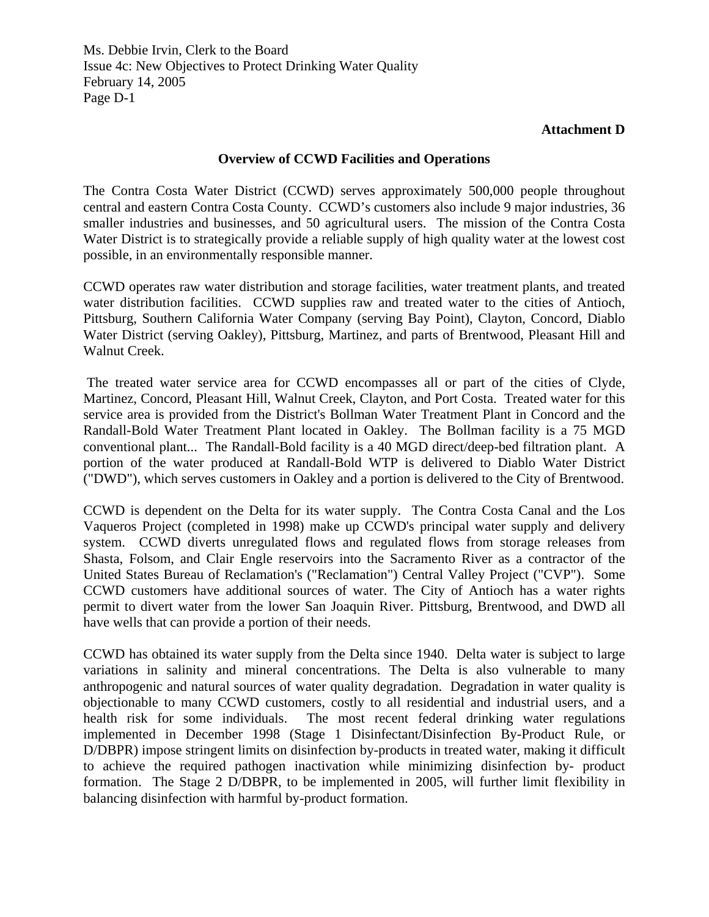**Attachment D**

## Overview of CCWD Facilities and Operations

The Contra Costa Water District (CCWD) serves approximately 500,000 people throughout central and eastern Contra Costa County. CCWD's customers also include 9 major industries, 36 smaller industries and businesses, and 50 agricultural users. The mission of the Contra Costa Water District is to strategically provide a reliable supply of high quality water at the lowest cost possible, in an environmentally responsible manner.

CCWD operates raw water distribution and storage facilities, water treatment plants, and treated water distribution facilities. CCWD supplies raw and treated water to the cities of Antioch, Pittsburg, Southern California Water Company (serving Bay Point), Clayton, Concord, Diablo Water District (serving Oakley), Pittsburg, Martinez, and parts of Brentwood, Pleasant Hill and Walnut Creek.

The treated water service area for CCWD encompasses all or part of the cities of Clyde, Martinez, Concord, Pleasant Hill, Walnut Creek, Clayton, and Port Costa. Treated water for this service area is provided from the District's Bollman Water Treatment Plant in Concord and the Randall-Bold Water Treatment Plant located in Oakley. The Bollman facility is a 75 MGD conventional plant... The Randall-Bold facility is a 40 MGD direct/deep-bed filtration plant. A portion of the water produced at Randall-Bold WTP is delivered to Diablo Water District ("DWD"), which serves customers in Oakley and a portion is delivered to the City of Brentwood.

CCWD is dependent on the Delta for its water supply. The Contra Costa Canal and the Los Vaqueros Project (completed in 1998) make up CCWD's principal water supply and delivery system. CCWD diverts unregulated flows and regulated flows from storage releases from Shasta, Folsom, and Clair Engle reservoirs into the Sacramento River as a contractor of the United States Bureau of Reclamation's ("Reclamation") Central Valley Project ("CVP"). Some CCWD customers have additional sources of water. The City of Antioch has a water rights permit to divert water from the lower San Joaquin River. Pittsburg, Brentwood, and DWD all have wells that can provide a portion of their needs.

CCWD has obtained its water supply from the Delta since 1940. Delta water is subject to large variations in salinity and mineral concentrations. The Delta is also vulnerable to many anthropogenic and natural sources of water quality degradation. Degradation in water quality is objectionable to many CCWD customers, costly to all residential and industrial users, and a health risk for some individuals. The most recent federal drinking water regulations implemented in December 1998 (Stage 1 Disinfectant/Disinfection By-Product Rule, or D/DBPR) impose stringent limits on disinfection by-products in treated water, making it difficult to achieve the required pathogen inactivation while minimizing disinfection by- product formation. The Stage 2 D/DBPR, to be implemented in 2005, will further limit flexibility in balancing disinfection with harmful by-product formation.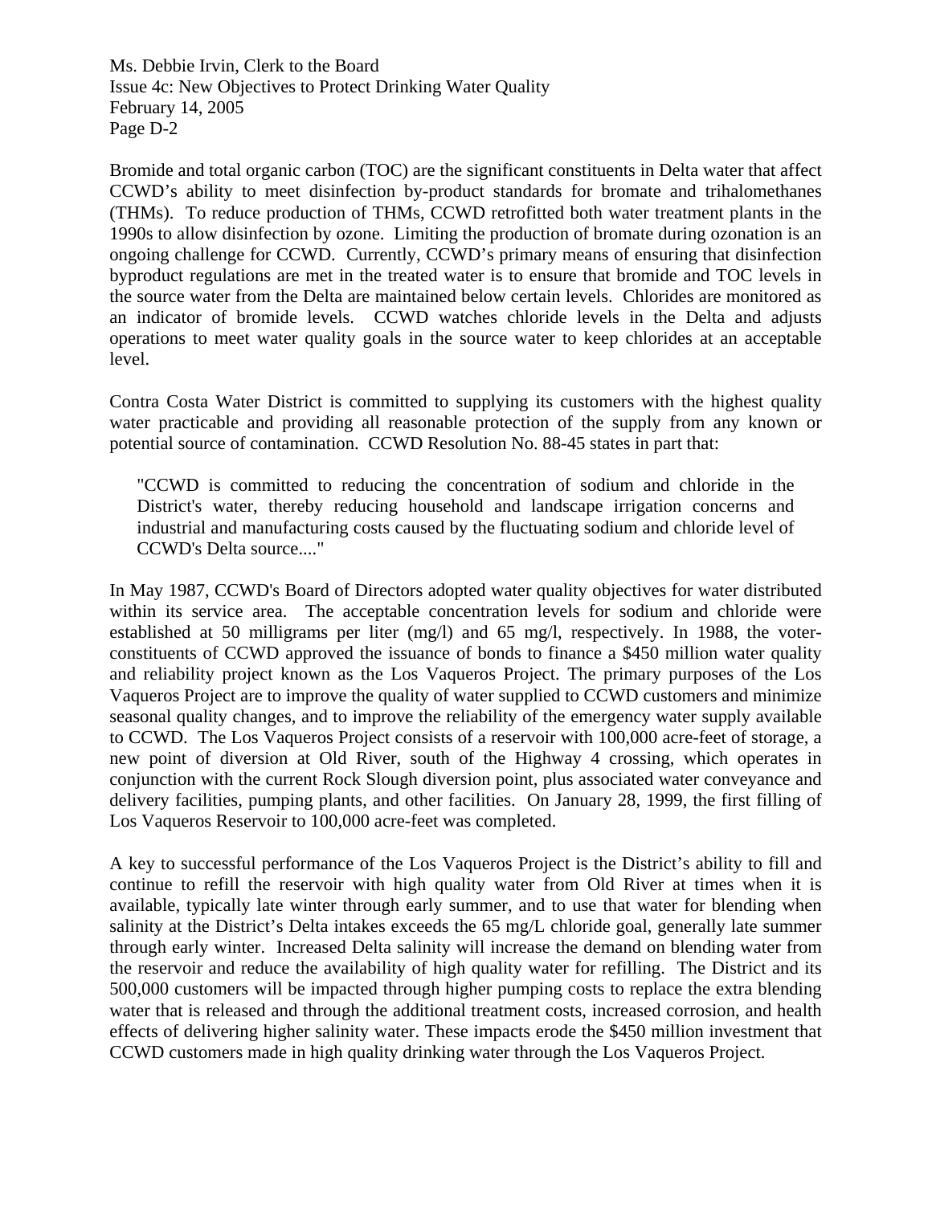Bromide and total organic carbon (TOC) are the significant constituents in Delta water that affect CCWD's ability to meet disinfection by-product standards for bromate and trihalomethanes (THMs). To reduce production of THMs, CCWD retrofitted both water treatment plants in the 1990s to allow disinfection by ozone. Limiting the production of bromate during ozonation is an ongoing challenge for CCWD. Currently, CCWD's primary means of ensuring that disinfection byproduct regulations are met in the treated water is to ensure that bromide and TOC levels in the source water from the Delta are maintained below certain levels. Chlorides are monitored as an indicator of bromide levels. CCWD watches chloride levels in the Delta and adjusts operations to meet water quality goals in the source water to keep chlorides at an acceptable level.

Contra Costa Water District is committed to supplying its customers with the highest quality water practicable and providing all reasonable protection of the supply from any known or potential source of contamination. CCWD Resolution No. 88-45 states in part that:

> "CCWD is committed to reducing the concentration of sodium and chloride in the District's water, thereby reducing household and landscape irrigation concerns and industrial and manufacturing costs caused by the fluctuating sodium and chloride level of CCWD's Delta source...."

In May 1987, CCWD's Board of Directors adopted water quality objectives for water distributed within its service area. The acceptable concentration levels for sodium and chloride were established at 50 milligrams per liter (mg/l) and 65 mg/l, respectively. In 1988, the voter-constituents of CCWD approved the issuance of bonds to finance a $450 million water quality and reliability project known as the Los Vaqueros Project. The primary purposes of the Los Vaqueros Project are to improve the quality of water supplied to CCWD customers and minimize seasonal quality changes, and to improve the reliability of the emergency water supply available to CCWD. The Los Vaqueros Project consists of a reservoir with 100,000 acre-feet of storage, a new point of diversion at Old River, south of the Highway 4 crossing, which operates in conjunction with the current Rock Slough diversion point, plus associated water conveyance and delivery facilities, pumping plants, and other facilities. On January 28, 1999, the first filling of Los Vaqueros Reservoir to 100,000 acre-feet was completed.

A key to successful performance of the Los Vaqueros Project is the District's ability to fill and continue to refill the reservoir with high quality water from Old River at times when it is available, typically late winter through early summer, and to use that water for blending when salinity at the District's Delta intakes exceeds the 65 mg/L chloride goal, generally late summer through early winter. Increased Delta salinity will increase the demand on blending water from the reservoir and reduce the availability of high quality water for refilling. The District and its 500,000 customers will be impacted through higher pumping costs to replace the extra blending water that is released and through the additional treatment costs, increased corrosion, and health effects of delivering higher salinity water. These impacts erode the $450 million investment that CCWD customers made in high quality drinking water through the Los Vaqueros Project.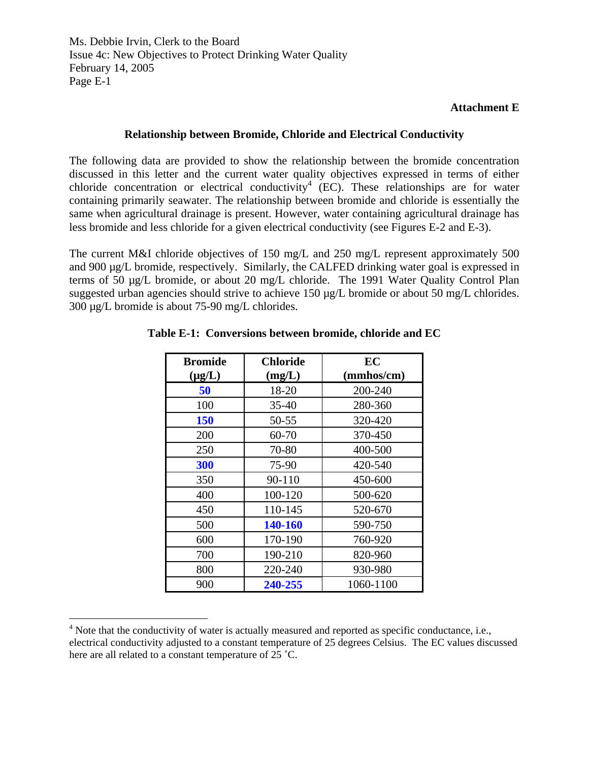**Attachment E**

## Relationship between Bromide, Chloride and Electrical Conductivity

The following data are provided to show the relationship between the bromide concentration discussed in this letter and the current water quality objectives expressed in terms of either chloride concentration or electrical conductivity[4] (EC). These relationships are for water containing primarily seawater. The relationship between bromide and chloride is essentially the same when agricultural drainage is present. However, water containing agricultural drainage has less bromide and less chloride for a given electrical conductivity (see Figures E-2 and E-3).

The current M&I chloride objectives of 150 mg/L and 250 mg/L represent approximately 500 and 900 µg/L bromide, respectively. Similarly, the CALFED drinking water goal is expressed in terms of 50 µg/L bromide, or about 20 mg/L chloride. The 1991 Water Quality Control Plan suggested urban agencies should strive to achieve 150 µg/L bromide or about 50 mg/L chlorides. 300 µg/L bromide is about 75-90 mg/L chlorides.

**Table E-1: Conversions between bromide, chloride and EC**

| Bromide (µg/L) | Chloride (mg/L) | EC (mmhos/cm) |
|---|---|---|
| **50** | 18-20 | 200-240 |
| 100 | 35-40 | 280-360 |
| **150** | 50-55 | 320-420 |
| 200 | 60-70 | 370-450 |
| 250 | 70-80 | 400-500 |
| **300** | 75-90 | 420-540 |
| 350 | 90-110 | 450-600 |
| 400 | 100-120 | 500-620 |
| 450 | 110-145 | 520-670 |
| 500 | **140-160** | 590-750 |
| 600 | 170-190 | 760-920 |
| 700 | 190-210 | 820-960 |
| 800 | 220-240 | 930-980 |
| 900 | **240-255** | 1060-1100 |

[4] Note that the conductivity of water is actually measured and reported as specific conductance, i.e., electrical conductivity adjusted to a constant temperature of 25 degrees Celsius. The EC values discussed here are all related to a constant temperature of 25 ˚C.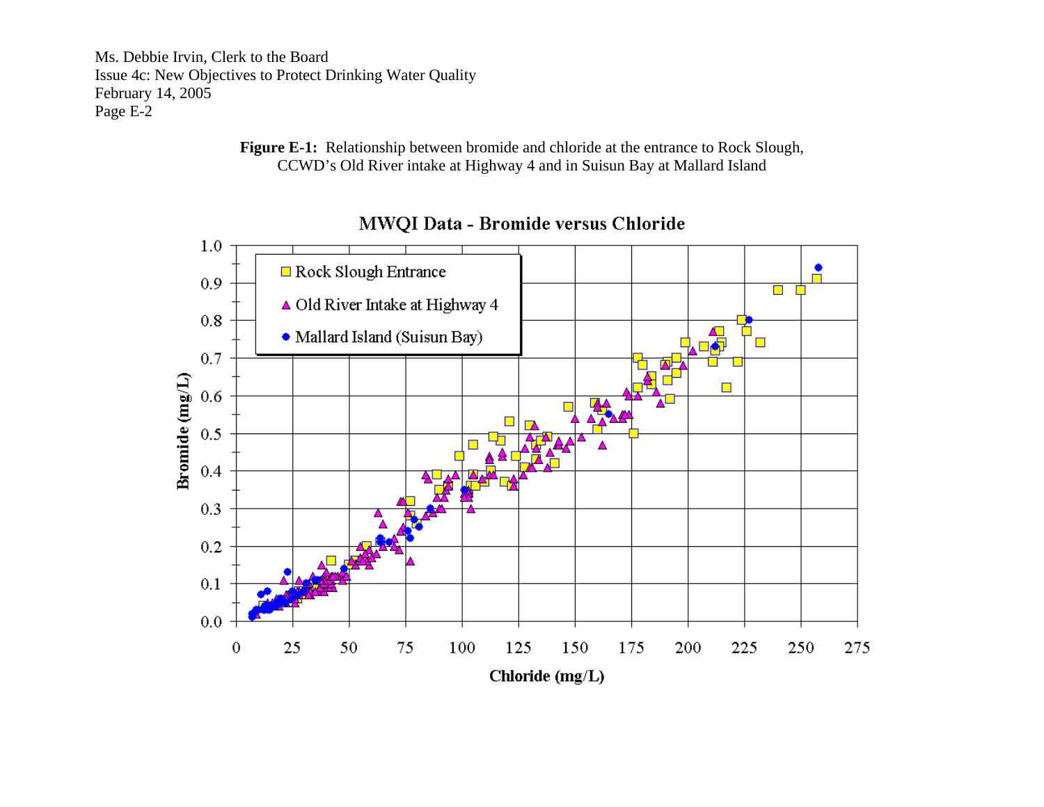**Figure E-1:** Relationship between bromide and chloride at the entrance to Rock Slough, CCWD's Old River intake at Highway 4 and in Suisun Bay at Mallard Island

MWQI Data - Bromide versus Chloride

Rock Slough Entrance

Old River Intake at Highway 4

Mallard Island (Suisun Bay)

Bromide (mg/L)

Chloride (mg/L)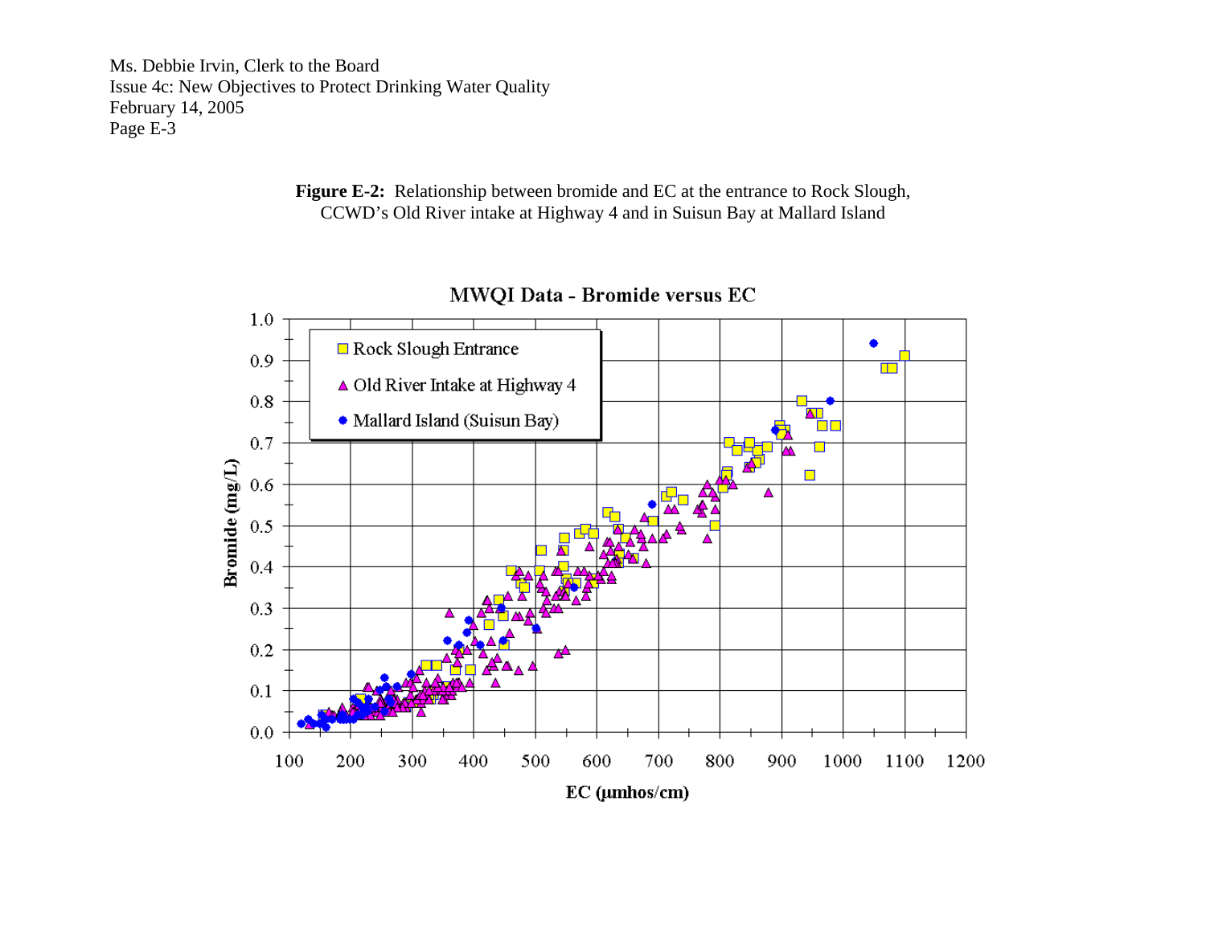Ms. Debbie Irvin, Clerk to the Board
Issue 4c: New Objectives to Protect Drinking Water Quality
February 14, 2005
Page E-3

**Figure E-2:** Relationship between bromide and EC at the entrance to Rock Slough, CCWD's Old River intake at Highway 4 and in Suisun Bay at Mallard Island

MWQI Data - Bromide versus EC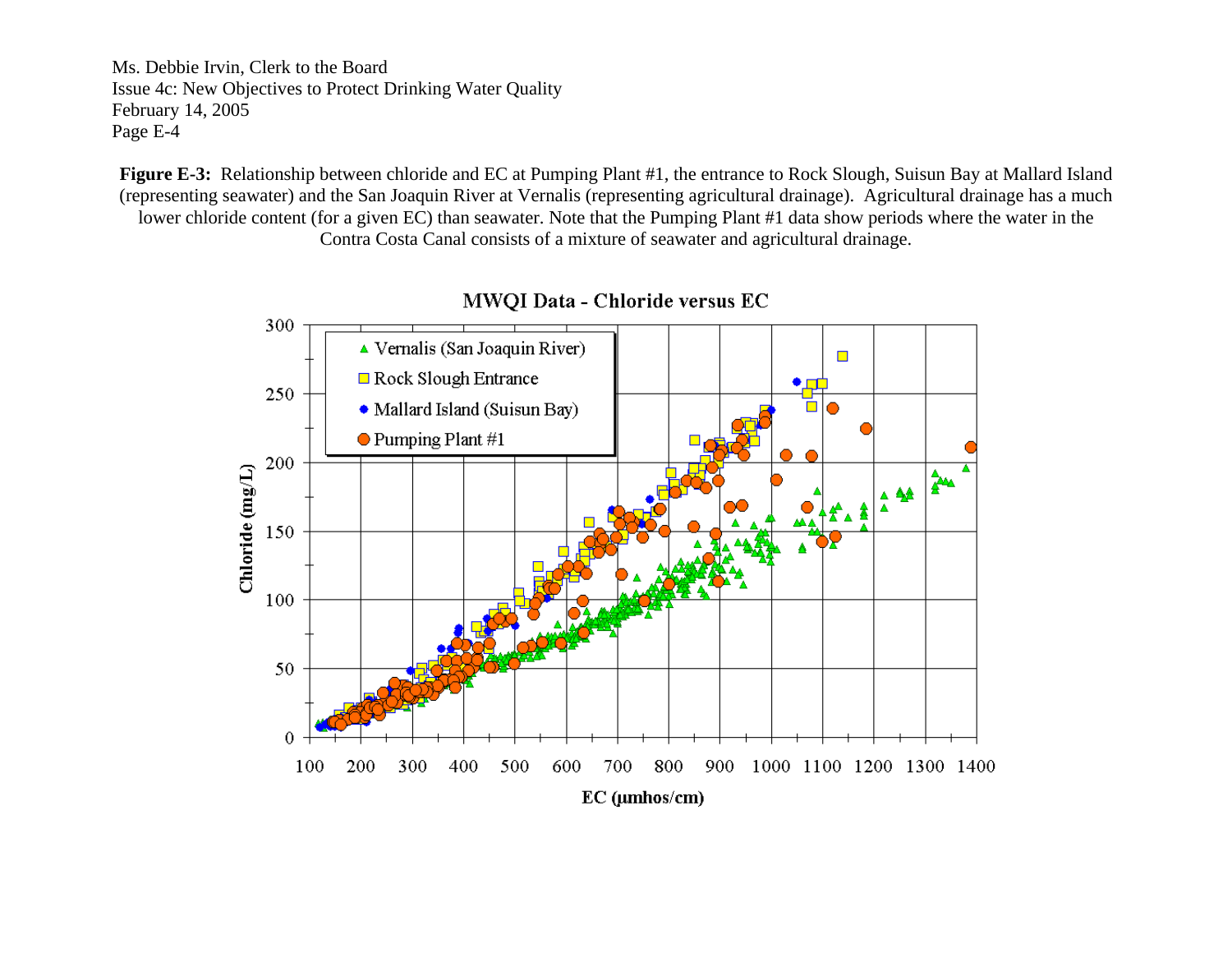**Figure E-3:** Relationship between chloride and EC at Pumping Plant #1, the entrance to Rock Slough, Suisun Bay at Mallard Island (representing seawater) and the San Joaquin River at Vernalis (representing agricultural drainage). Agricultural drainage has a much lower chloride content (for a given EC) than seawater. Note that the Pumping Plant #1 data show periods where the water in the Contra Costa Canal consists of a mixture of seawater and agricultural drainage.

MWQI Data - Chloride versus EC

Vernalis (San Joaquin River)
Rock Slough Entrance
Mallard Island (Suisun Bay)
Pumping Plant #1

Chloride (mg/L)

0
50
100
150
200
250
300

EC (µmhos/cm)

100
200
300
400
500
600
700
800
900
1000
1100
1200
1300
1400